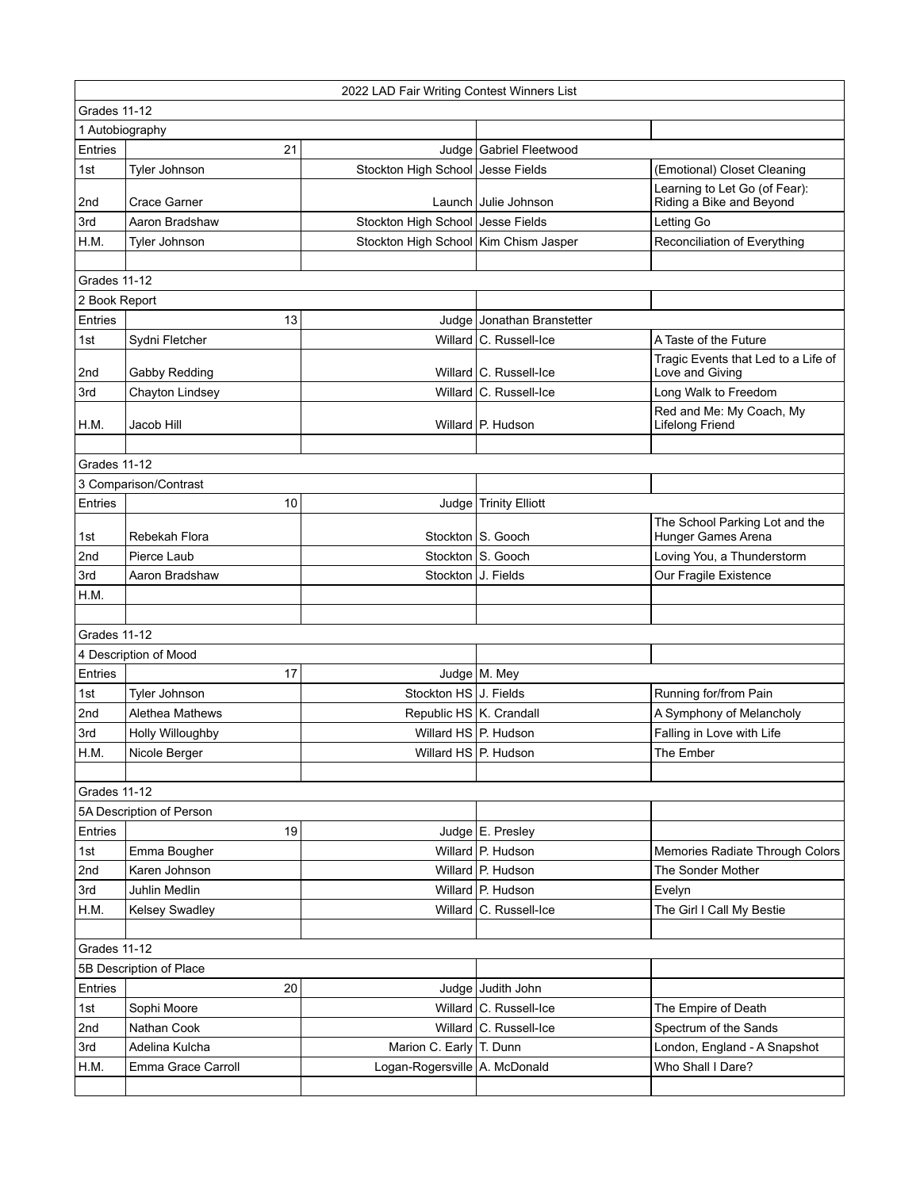| 2022 LAD Fair Writing Contest Winners List | | | | |
|---|---|---|---|---|
| Grades 11-12 | | | | |
| 1 Autobiography | | | | |
| Entries | 21 | Judge | Gabriel Fleetwood | |
| 1st | Tyler Johnson | Stockton High School | Jesse Fields | (Emotional) Closet Cleaning |
| 2nd | Crace Garner | Launch | Julie Johnson | Learning to Let Go (of Fear): Riding a Bike and Beyond |
| 3rd | Aaron Bradshaw | Stockton High School | Jesse Fields | Letting Go |
| H.M. | Tyler Johnson | Stockton High School | Kim Chism Jasper | Reconciliation of Everything |
| | | | | |
| Grades 11-12 | | | | |
| 2 Book Report | | | | |
| Entries | 13 | Judge | Jonathan Branstetter | |
| 1st | Sydni Fletcher | Willard | C. Russell-Ice | A Taste of the Future |
| 2nd | Gabby Redding | Willard | C. Russell-Ice | Tragic Events that Led to a Life of Love and Giving |
| 3rd | Chayton Lindsey | Willard | C. Russell-Ice | Long Walk to Freedom |
| H.M. | Jacob Hill | Willard | P. Hudson | Red and Me: My Coach, My Lifelong Friend |
| | | | | |
| Grades 11-12 | | | | |
| 3 Comparison/Contrast | | | | |
| Entries | 10 | Judge | Trinity Elliott | |
| 1st | Rebekah Flora | Stockton | S. Gooch | The School Parking Lot and the Hunger Games Arena |
| 2nd | Pierce Laub | Stockton | S. Gooch | Loving You, a Thunderstorm |
| 3rd | Aaron Bradshaw | Stockton | J. Fields | Our Fragile Existence |
| H.M. | | | | |
| | | | | |
| Grades 11-12 | | | | |
| 4 Description of Mood | | | | |
| Entries | 17 | Judge | M. Mey | |
| 1st | Tyler Johnson | Stockton HS | J. Fields | Running for/from Pain |
| 2nd | Alethea Mathews | Republic HS | K. Crandall | A Symphony of Melancholy |
| 3rd | Holly Willoughby | Willard HS | P. Hudson | Falling in Love with Life |
| H.M. | Nicole Berger | Willard HS | P. Hudson | The Ember |
| | | | | |
| Grades 11-12 | | | | |
| 5A Description of Person | | | | |
| Entries | 19 | Judge | E. Presley | |
| 1st | Emma Bougher | Willard | P. Hudson | Memories Radiate Through Colors |
| 2nd | Karen Johnson | Willard | P. Hudson | The Sonder Mother |
| 3rd | Juhlin Medlin | Willard | P. Hudson | Evelyn |
| H.M. | Kelsey Swadley | Willard | C. Russell-Ice | The Girl I Call My Bestie |
| | | | | |
| Grades 11-12 | | | | |
| 5B Description of Place | | | | |
| Entries | 20 | Judge | Judith John | |
| 1st | Sophi Moore | Willard | C. Russell-Ice | The Empire of Death |
| 2nd | Nathan Cook | Willard | C. Russell-Ice | Spectrum of the Sands |
| 3rd | Adelina Kulcha | Marion C. Early | T. Dunn | London, England - A Snapshot |
| H.M. | Emma Grace Carroll | Logan-Rogersville | A. McDonald | Who Shall I Dare? |
| | | | | |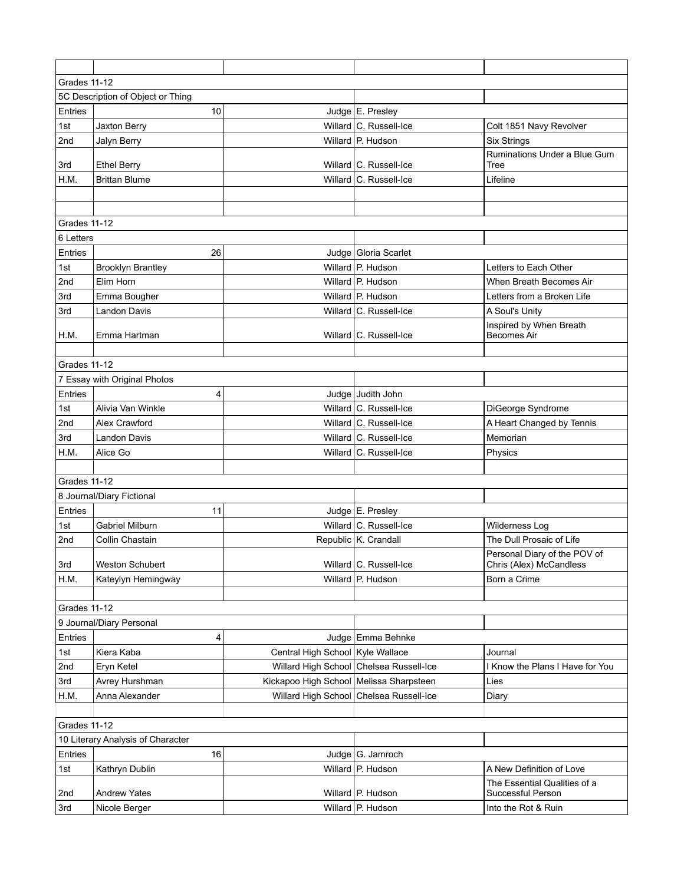| | | | | |
|---|---|---|---|---|
| Grades 11-12 | | | | |
| 5C Description of Object or Thing | | | | |
| Entries | 10 | Judge | E. Presley | |
| 1st | Jaxton Berry | Willard | C. Russell-Ice | Colt 1851 Navy Revolver |
| 2nd | Jalyn Berry | Willard | P. Hudson | Six Strings |
| 3rd | Ethel Berry | Willard | C. Russell-Ice | Ruminations Under a Blue Gum Tree |
| H.M. | Brittan Blume | Willard | C. Russell-Ice | Lifeline |
| | | | | |
| | | | | |
| Grades 11-12 | | | | |
| 6 Letters | | | | |
| Entries | 26 | Judge | Gloria Scarlet | |
| 1st | Brooklyn Brantley | Willard | P. Hudson | Letters to Each Other |
| 2nd | Elim Horn | Willard | P. Hudson | When Breath Becomes Air |
| 3rd | Emma Bougher | Willard | P. Hudson | Letters from a Broken Life |
| 3rd | Landon Davis | Willard | C. Russell-Ice | A Soul's Unity |
| H.M. | Emma Hartman | Willard | C. Russell-Ice | Inspired by When Breath Becomes Air |
| | | | | |
| Grades 11-12 | | | | |
| 7 Essay with Original Photos | | | | |
| Entries | 4 | Judge | Judith John | |
| 1st | Alivia Van Winkle | Willard | C. Russell-Ice | DiGeorge Syndrome |
| 2nd | Alex Crawford | Willard | C. Russell-Ice | A Heart Changed by Tennis |
| 3rd | Landon Davis | Willard | C. Russell-Ice | Memorian |
| H.M. | Alice Go | Willard | C. Russell-Ice | Physics |
| | | | | |
| Grades 11-12 | | | | |
| 8 Journal/Diary Fictional | | | | |
| Entries | 11 | Judge | E. Presley | |
| 1st | Gabriel Milburn | Willard | C. Russell-Ice | Wilderness Log |
| 2nd | Collin Chastain | Republic | K. Crandall | The Dull Prosaic of Life |
| 3rd | Weston Schubert | Willard | C. Russell-Ice | Personal Diary of the POV of Chris (Alex) McCandless |
| H.M. | Kateylyn Hemingway | Willard | P. Hudson | Born a Crime |
| | | | | |
| Grades 11-12 | | | | |
| 9 Journal/Diary Personal | | | | |
| Entries | 4 | Judge | Emma Behnke | |
| 1st | Kiera Kaba | Central High School | Kyle Wallace | Journal |
| 2nd | Eryn Ketel | Willard High School | Chelsea Russell-Ice | I Know the Plans I Have for You |
| 3rd | Avrey Hurshman | Kickapoo High School | Melissa Sharpsteen | Lies |
| H.M. | Anna Alexander | Willard High School | Chelsea Russell-Ice | Diary |
| | | | | |
| Grades 11-12 | | | | |
| 10 Literary Analysis of Character | | | | |
| Entries | 16 | Judge | G. Jamroch | |
| 1st | Kathryn Dublin | Willard | P. Hudson | A New Definition of Love |
| 2nd | Andrew Yates | Willard | P. Hudson | The Essential Qualities of a Successful Person |
| 3rd | Nicole Berger | Willard | P. Hudson | Into the Rot & Ruin |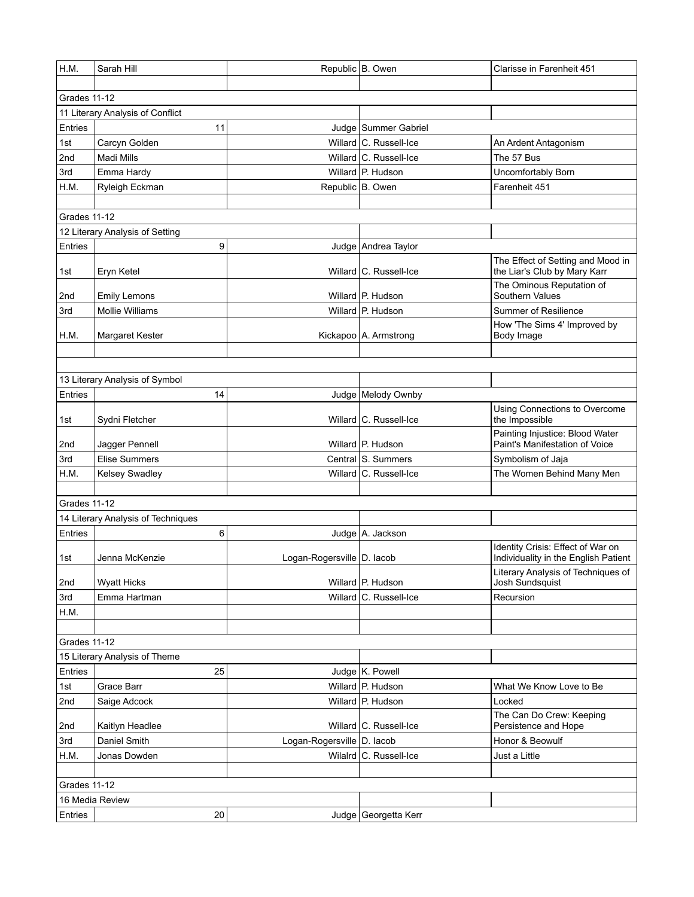| | | | | |
|---|---|---|---|---|
| H.M. | Sarah Hill | Republic | B. Owen | Clarisse in Farenheit 451 |
| | | | | |
| Grades 11-12 | | | | |
| 11 Literary Analysis of Conflict | | | | |
| Entries | 11 | Judge | Summer Gabriel | |
| 1st | Carcyn Golden | Willard | C. Russell-Ice | An Ardent Antagonism |
| 2nd | Madi Mills | Willard | C. Russell-Ice | The 57 Bus |
| 3rd | Emma Hardy | Willard | P. Hudson | Uncomfortably Born |
| H.M. | Ryleigh Eckman | Republic | B. Owen | Farenheit 451 |
| | | | | |
| Grades 11-12 | | | | |
| 12 Literary Analysis of Setting | | | | |
| Entries | 9 | Judge | Andrea Taylor | |
| 1st | Eryn Ketel | Willard | C. Russell-Ice | The Effect of Setting and Mood in the Liar's Club by Mary Karr |
| 2nd | Emily Lemons | Willard | P. Hudson | The Ominous Reputation of Southern Values |
| 3rd | Mollie Williams | Willard | P. Hudson | Summer of Resilience |
| H.M. | Margaret Kester | Kickapoo | A. Armstrong | How 'The Sims 4' Improved by Body Image |
| | | | | |
| | | | | |
| 13 Literary Analysis of Symbol | | | | |
| Entries | 14 | Judge | Melody Ownby | |
| 1st | Sydni Fletcher | Willard | C. Russell-Ice | Using Connections to Overcome the Impossible |
| 2nd | Jagger Pennell | Willard | P. Hudson | Painting Injustice: Blood Water Paint's Manifestation of Voice |
| 3rd | Elise Summers | Central | S. Summers | Symbolism of Jaja |
| H.M. | Kelsey Swadley | Willard | C. Russell-Ice | The Women Behind Many Men |
| | | | | |
| Grades 11-12 | | | | |
| 14 Literary Analysis of Techniques | | | | |
| Entries | 6 | Judge | A. Jackson | |
| 1st | Jenna McKenzie | Logan-Rogersville | D. Iacob | Identity Crisis: Effect of War on Individuality in the English Patient |
| 2nd | Wyatt Hicks | Willard | P. Hudson | Literary Analysis of Techniques of Josh Sundsquist |
| 3rd | Emma Hartman | Willard | C. Russell-Ice | Recursion |
| H.M. | | | | |
| | | | | |
| Grades 11-12 | | | | |
| 15 Literary Analysis of Theme | | | | |
| Entries | 25 | Judge | K. Powell | |
| 1st | Grace Barr | Willard | P. Hudson | What We Know Love to Be |
| 2nd | Saige Adcock | Willard | P. Hudson | Locked |
| 2nd | Kaitlyn Headlee | Willard | C. Russell-Ice | The Can Do Crew: Keeping Persistence and Hope |
| 3rd | Daniel Smith | Logan-Rogersville | D. Iacob | Honor & Beowulf |
| H.M. | Jonas Dowden | Wilalrd | C. Russell-Ice | Just a Little |
| | | | | |
| Grades 11-12 | | | | |
| 16 Media Review | | | | |
| Entries | 20 | Judge | Georgetta Kerr | |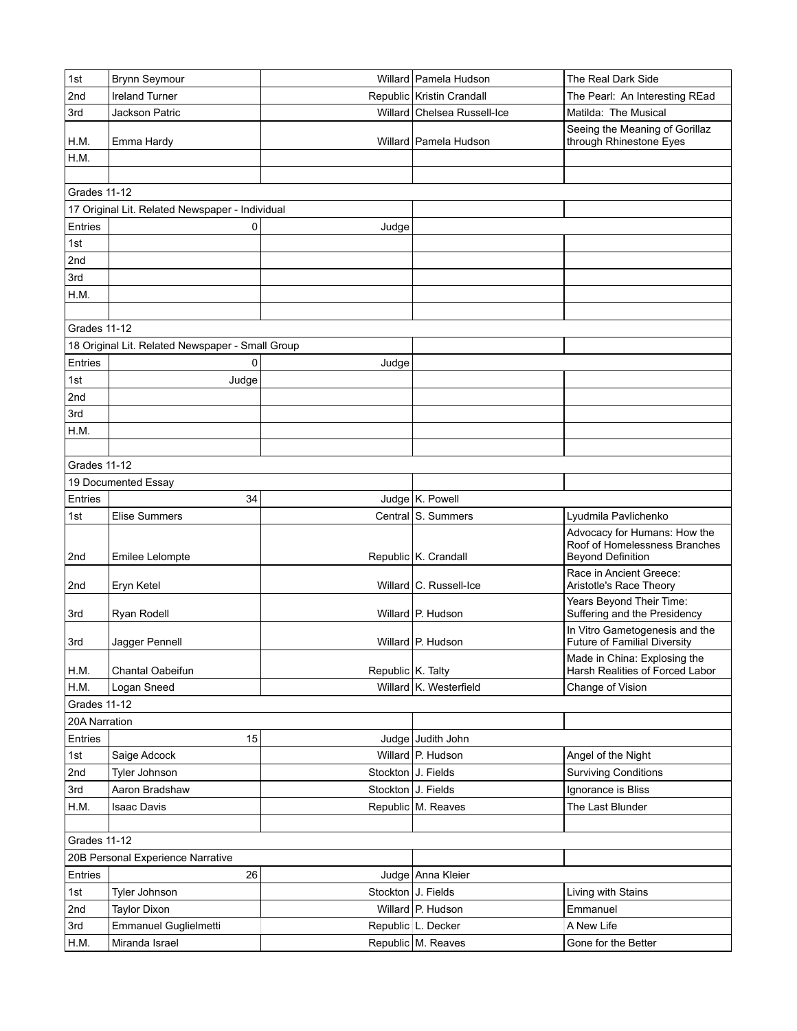| | | | | |
|---|---|---|---|---|
| 1st | Brynn Seymour | Willard | Pamela Hudson | The Real Dark Side |
| 2nd | Ireland Turner | Republic | Kristin Crandall | The Pearl: An Interesting REad |
| 3rd | Jackson Patric | Willard | Chelsea Russell-Ice | Matilda: The Musical |
| H.M. | Emma Hardy | Willard | Pamela Hudson | Seeing the Meaning of Gorillaz through Rhinestone Eyes |
| H.M. | | | | |
| | | | | |
| Grades 11-12 | | | | |
| 17 Original Lit. Related Newspaper - Individual | | | | |
| Entries | 0 | Judge | | |
| 1st | | | | |
| 2nd | | | | |
| 3rd | | | | |
| H.M. | | | | |
| | | | | |
| Grades 11-12 | | | | |
| 18 Original Lit. Related Newspaper - Small Group | | | | |
| Entries | 0 | Judge | | |
| 1st | Judge | | | |
| 2nd | | | | |
| 3rd | | | | |
| H.M. | | | | |
| | | | | |
| Grades 11-12 | | | | |
| 19 Documented Essay | | | | |
| Entries | 34 | Judge | K. Powell | |
| 1st | Elise Summers | Central | S. Summers | Lyudmila Pavlichenko |
| 2nd | Emilee Lelompte | Republic | K. Crandall | Advocacy for Humans: How the Roof of Homelessness Branches Beyond Definition |
| 2nd | Eryn Ketel | Willard | C. Russell-Ice | Race in Ancient Greece: Aristotle's Race Theory |
| 3rd | Ryan Rodell | Willard | P. Hudson | Years Beyond Their Time: Suffering and the Presidency |
| 3rd | Jagger Pennell | Willard | P. Hudson | In Vitro Gametogenesis and the Future of Familial Diversity |
| H.M. | Chantal Oabeifun | Republic | K. Talty | Made in China: Explosing the Harsh Realities of Forced Labor |
| H.M. | Logan Sneed | Willard | K. Westerfield | Change of Vision |
| Grades 11-12 | | | | |
| 20A Narration | | | | |
| Entries | 15 | Judge | Judith John | |
| 1st | Saige Adcock | Willard | P. Hudson | Angel of the Night |
| 2nd | Tyler Johnson | Stockton | J. Fields | Surviving Conditions |
| 3rd | Aaron Bradshaw | Stockton | J. Fields | Ignorance is Bliss |
| H.M. | Isaac Davis | Republic | M. Reaves | The Last Blunder |
| | | | | |
| Grades 11-12 | | | | |
| 20B Personal Experience Narrative | | | | |
| Entries | 26 | Judge | Anna Kleier | |
| 1st | Tyler Johnson | Stockton | J. Fields | Living with Stains |
| 2nd | Taylor Dixon | Willard | P. Hudson | Emmanuel |
| 3rd | Emmanuel Guglielmetti | Republic | L. Decker | A New Life |
| H.M. | Miranda Israel | Republic | M. Reaves | Gone for the Better |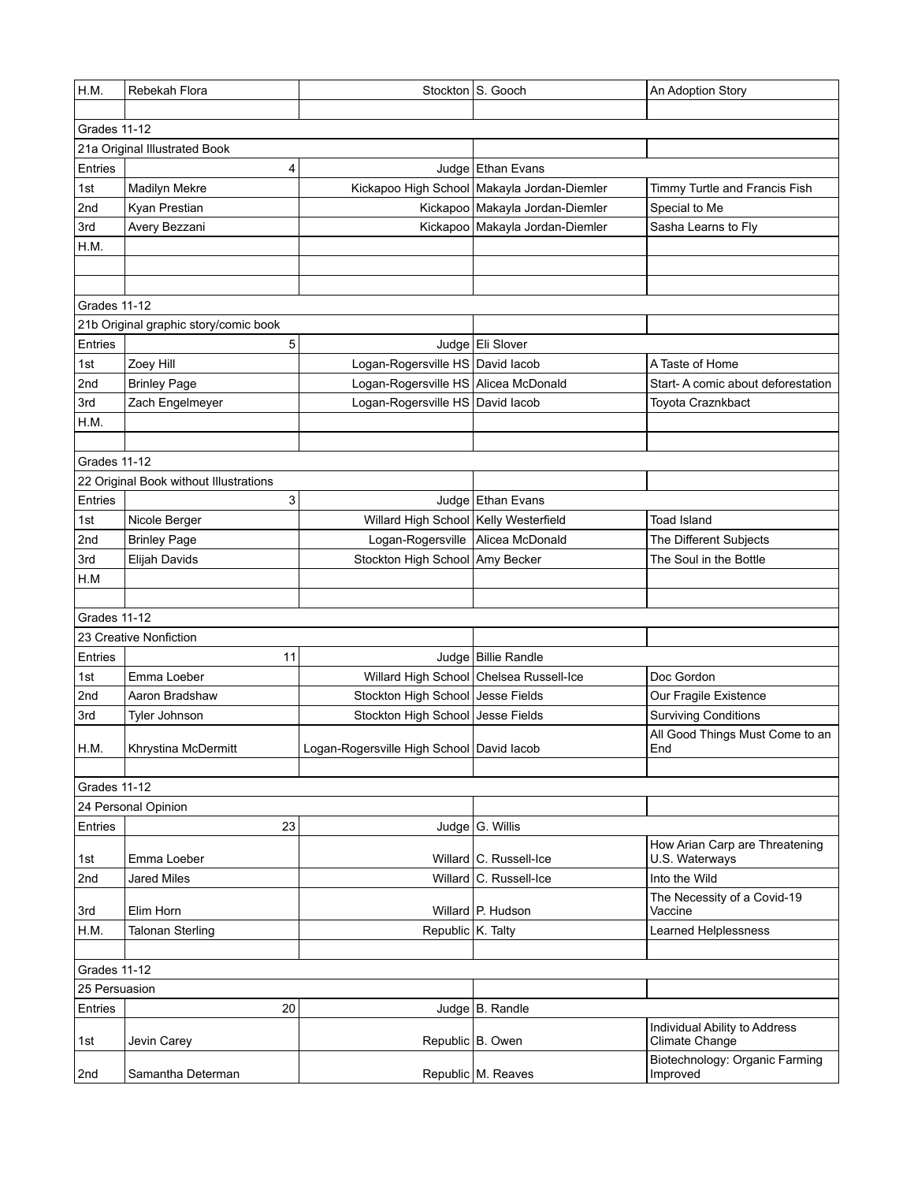| | | | | |
|---|---|---|---|---|
| H.M. | Rebekah Flora | Stockton | S. Gooch | An Adoption Story |
| | | | | |
| Grades 11-12 | | | | |
| 21a Original Illustrated Book | | | | |
| Entries | 4 | Judge | Ethan Evans | |
| 1st | Madilyn Mekre | Kickapoo High School | Makayla Jordan-Diemler | Timmy Turtle and Francis Fish |
| 2nd | Kyan Prestian | Kickapoo | Makayla Jordan-Diemler | Special to Me |
| 3rd | Avery Bezzani | Kickapoo | Makayla Jordan-Diemler | Sasha Learns to Fly |
| H.M. | | | | |
| | | | | |
| | | | | |
| Grades 11-12 | | | | |
| 21b Original graphic story/comic book | | | | |
| Entries | 5 | Judge | Eli Slover | |
| 1st | Zoey Hill | Logan-Rogersville HS | David Iacob | A Taste of Home |
| 2nd | Brinley Page | Logan-Rogersville HS | Alicea McDonald | Start- A comic about deforestation |
| 3rd | Zach Engelmeyer | Logan-Rogersville HS | David Iacob | Toyota Craznkbact |
| H.M. | | | | |
| | | | | |
| Grades 11-12 | | | | |
| 22 Original Book without Illustrations | | | | |
| Entries | 3 | Judge | Ethan Evans | |
| 1st | Nicole Berger | Willard High School | Kelly Westerfield | Toad Island |
| 2nd | Brinley Page | Logan-Rogersville | Alicea McDonald | The Different Subjects |
| 3rd | Elijah Davids | Stockton High School | Amy Becker | The Soul in the Bottle |
| H.M | | | | |
| | | | | |
| Grades 11-12 | | | | |
| 23 Creative Nonfiction | | | | |
| Entries | 11 | Judge | Billie Randle | |
| 1st | Emma Loeber | Willard High School | Chelsea Russell-Ice | Doc Gordon |
| 2nd | Aaron Bradshaw | Stockton High School | Jesse Fields | Our Fragile Existence |
| 3rd | Tyler Johnson | Stockton High School | Jesse Fields | Surviving Conditions |
| H.M. | Khrystina McDermitt | Logan-Rogersville High School | David Iacob | All Good Things Must Come to an End |
| | | | | |
| Grades 11-12 | | | | |
| 24 Personal Opinion | | | | |
| Entries | 23 | Judge | G. Willis | |
| 1st | Emma Loeber | Willard | C. Russell-Ice | How Arian Carp are Threatening U.S. Waterways |
| 2nd | Jared Miles | Willard | C. Russell-Ice | Into the Wild |
| 3rd | Elim Horn | Willard | P. Hudson | The Necessity of a Covid-19 Vaccine |
| H.M. | Talonan Sterling | Republic | K. Talty | Learned Helplessness |
| | | | | |
| Grades 11-12 | | | | |
| 25 Persuasion | | | | |
| Entries | 20 | Judge | B. Randle | |
| 1st | Jevin Carey | Republic | B. Owen | Individual Ability to Address Climate Change |
| 2nd | Samantha Determan | Republic | M. Reaves | Biotechnology: Organic Farming Improved |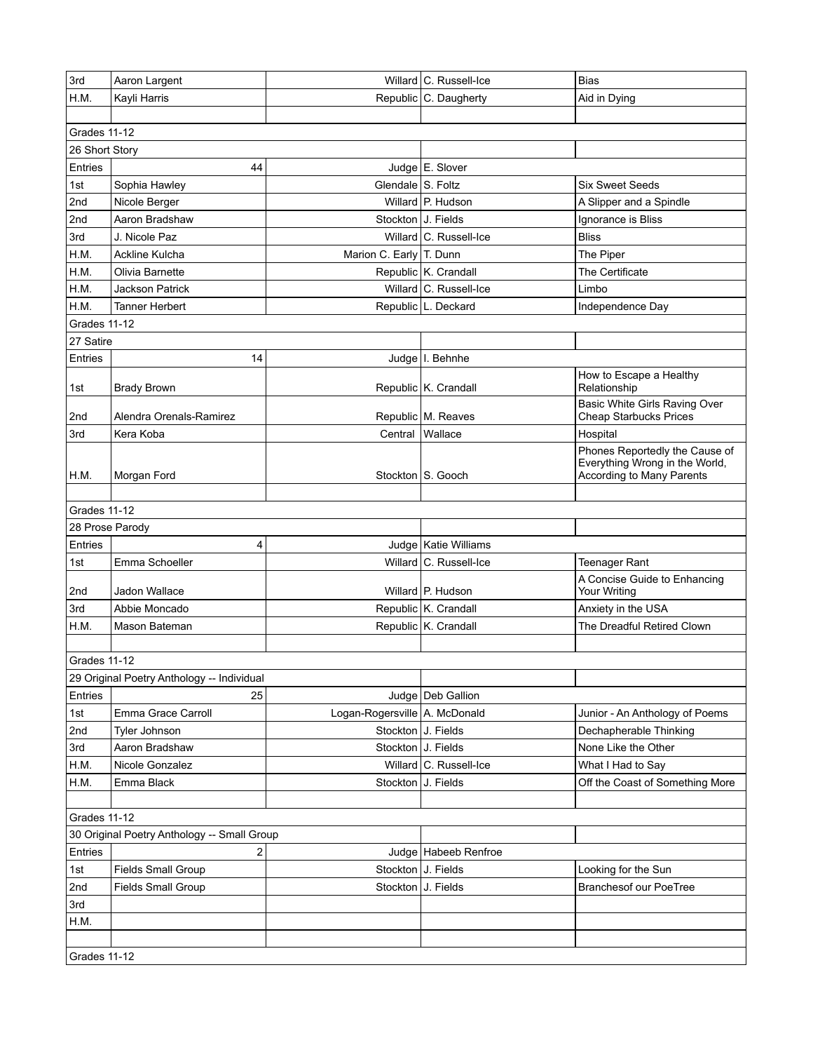| | | | | |
|---|---|---|---|---|
| 3rd | Aaron Largent | Willard | C. Russell-Ice | Bias |
| H.M. | Kayli Harris | Republic | C. Daugherty | Aid in Dying |
| | | | | |
| Grades 11-12 | | | | |
| 26 Short Story | | | | |
| Entries | 44 | Judge | E. Slover | |
| 1st | Sophia Hawley | Glendale | S. Foltz | Six Sweet Seeds |
| 2nd | Nicole Berger | Willard | P. Hudson | A Slipper and a Spindle |
| 2nd | Aaron Bradshaw | Stockton | J. Fields | Ignorance is Bliss |
| 3rd | J. Nicole Paz | Willard | C. Russell-Ice | Bliss |
| H.M. | Ackline Kulcha | Marion C. Early | T. Dunn | The Piper |
| H.M. | Olivia Barnette | Republic | K. Crandall | The Certificate |
| H.M. | Jackson Patrick | Willard | C. Russell-Ice | Limbo |
| H.M. | Tanner Herbert | Republic | L. Deckard | Independence Day |
| Grades 11-12 | | | | |
| 27 Satire | | | | |
| Entries | 14 | Judge | I. Behnhe | |
| 1st | Brady Brown | Republic | K. Crandall | How to Escape a Healthy Relationship |
| 2nd | Alendra Orenals-Ramirez | Republic | M. Reaves | Basic White Girls Raving Over Cheap Starbucks Prices |
| 3rd | Kera Koba | Central | Wallace | Hospital |
| H.M. | Morgan Ford | Stockton | S. Gooch | Phones Reportedly the Cause of Everything Wrong in the World, According to Many Parents |
| | | | | |
| Grades 11-12 | | | | |
| 28 Prose Parody | | | | |
| Entries | 4 | Judge | Katie Williams | |
| 1st | Emma Schoeller | Willard | C. Russell-Ice | Teenager Rant |
| 2nd | Jadon Wallace | Willard | P. Hudson | A Concise Guide to Enhancing Your Writing |
| 3rd | Abbie Moncado | Republic | K. Crandall | Anxiety in the USA |
| H.M. | Mason Bateman | Republic | K. Crandall | The Dreadful Retired Clown |
| | | | | |
| Grades 11-12 | | | | |
| 29 Original Poetry Anthology -- Individual | | | | |
| Entries | 25 | Judge | Deb Gallion | |
| 1st | Emma Grace Carroll | Logan-Rogersville | A. McDonald | Junior - An Anthology of Poems |
| 2nd | Tyler Johnson | Stockton | J. Fields | Dechapherable Thinking |
| 3rd | Aaron Bradshaw | Stockton | J. Fields | None Like the Other |
| H.M. | Nicole Gonzalez | Willard | C. Russell-Ice | What I Had to Say |
| H.M. | Emma Black | Stockton | J. Fields | Off the Coast of Something More |
| | | | | |
| Grades 11-12 | | | | |
| 30 Original Poetry Anthology -- Small Group | | | | |
| Entries | 2 | Judge | Habeeb Renfroe | |
| 1st | Fields Small Group | Stockton | J. Fields | Looking for the Sun |
| 2nd | Fields Small Group | Stockton | J. Fields | Branchesof our PoeTree |
| 3rd | | | | |
| H.M. | | | | |
| | | | | |
| Grades 11-12 | | | | |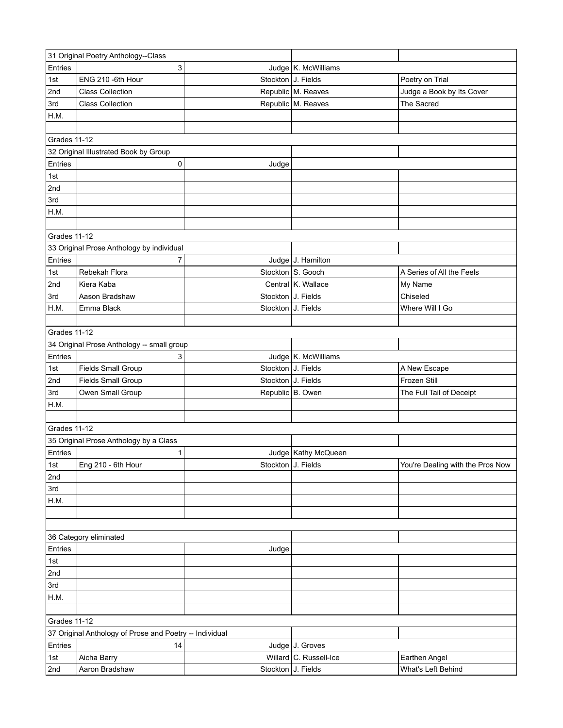| 31 Original Poetry Anthology--Class | | | | |
|---|---|---|---|---|
| Entries | 3 | Judge | K. McWilliams | |
| 1st | ENG 210 -6th Hour | Stockton | J. Fields | Poetry on Trial |
| 2nd | Class Collection | Republic | M. Reaves | Judge a Book by Its Cover |
| 3rd | Class Collection | Republic | M. Reaves | The Sacred |
| H.M. | | | | |
| | | | | |
| Grades 11-12 | | | | |
| 32 Original Illustrated Book by Group | | | | |
| Entries | 0 | Judge | | |
| 1st | | | | |
| 2nd | | | | |
| 3rd | | | | |
| H.M. | | | | |
| | | | | |
| Grades 11-12 | | | | |
| 33 Original Prose Anthology by individual | | | | |
| Entries | 7 | Judge | J. Hamilton | |
| 1st | Rebekah Flora | Stockton | S. Gooch | A Series of All the Feels |
| 2nd | Kiera Kaba | Central | K. Wallace | My Name |
| 3rd | Aason Bradshaw | Stockton | J. Fields | Chiseled |
| H.M. | Emma Black | Stockton | J. Fields | Where Will I Go |
| | | | | |
| Grades 11-12 | | | | |
| 34 Original Prose Anthology -- small group | | | | |
| Entries | 3 | Judge | K. McWilliams | |
| 1st | Fields Small Group | Stockton | J. Fields | A New Escape |
| 2nd | Fields Small Group | Stockton | J. Fields | Frozen Still |
| 3rd | Owen Small Group | Republic | B. Owen | The Full Tail of Deceipt |
| H.M. | | | | |
| | | | | |
| Grades 11-12 | | | | |
| 35 Original Prose Anthology by a Class | | | | |
| Entries | 1 | Judge | Kathy McQueen | |
| 1st | Eng 210 - 6th Hour | Stockton | J. Fields | You're Dealing with the Pros Now |
| 2nd | | | | |
| 3rd | | | | |
| H.M. | | | | |
| | | | | |
| | | | | |
| 36 Category eliminated | | | | |
| Entries | | Judge | | |
| 1st | | | | |
| 2nd | | | | |
| 3rd | | | | |
| H.M. | | | | |
| | | | | |
| Grades 11-12 | | | | |
| 37 Original Anthology of Prose and Poetry -- Individual | | | | |
| Entries | 14 | Judge | J. Groves | |
| 1st | Aicha Barry | Willard | C. Russell-Ice | Earthen Angel |
| 2nd | Aaron Bradshaw | Stockton | J. Fields | What's Left Behind |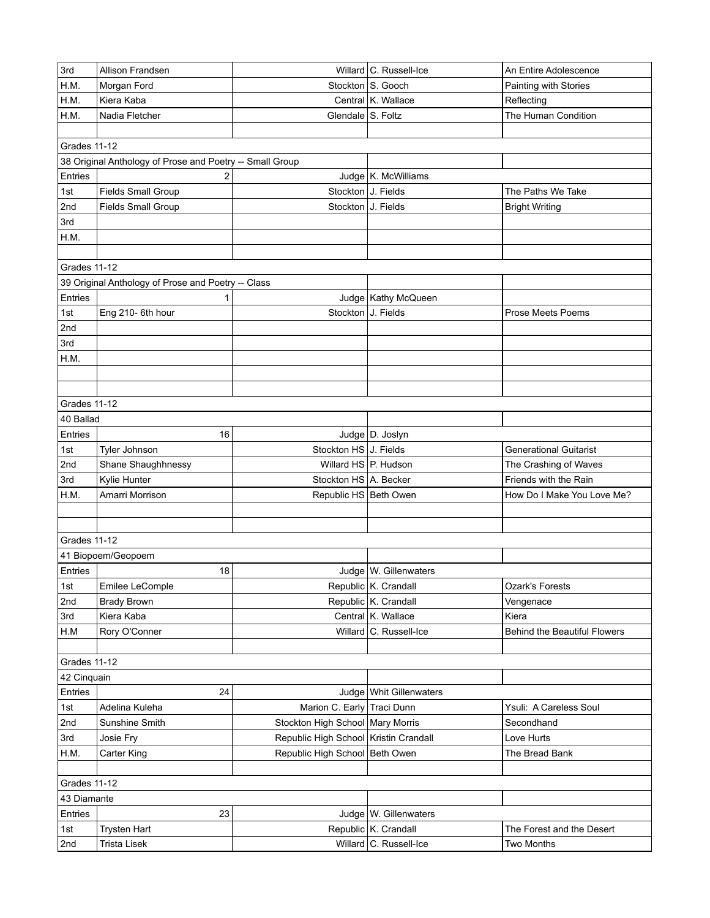| | | | | |
|---|---|---|---|---|
| 3rd | Allison Frandsen | Willard | C. Russell-Ice | An Entire Adolescence |
| H.M. | Morgan Ford | Stockton | S. Gooch | Painting with Stories |
| H.M. | Kiera Kaba | Central | K. Wallace | Reflecting |
| H.M. | Nadia Fletcher | Glendale | S. Foltz | The Human Condition |
| | | | | |
| Grades 11-12 | | | | |
| 38 Original Anthology of Prose and Poetry -- Small Group | | | | |
| Entries | 2 | Judge | K. McWilliams | |
| 1st | Fields Small Group | Stockton | J. Fields | The Paths We Take |
| 2nd | Fields Small Group | Stockton | J. Fields | Bright Writing |
| 3rd | | | | |
| H.M. | | | | |
| | | | | |
| Grades 11-12 | | | | |
| 39 Original Anthology of Prose and Poetry -- Class | | | | |
| Entries | 1 | Judge | Kathy McQueen | |
| 1st | Eng 210- 6th hour | Stockton | J. Fields | Prose Meets Poems |
| 2nd | | | | |
| 3rd | | | | |
| H.M. | | | | |
| | | | | |
| | | | | |
| Grades 11-12 | | | | |
| 40 Ballad | | | | |
| Entries | 16 | Judge | D. Joslyn | |
| 1st | Tyler Johnson | Stockton HS | J. Fields | Generational Guitarist |
| 2nd | Shane Shaughhnessy | Willard HS | P. Hudson | The Crashing of Waves |
| 3rd | Kylie Hunter | Stockton HS | A. Becker | Friends with the Rain |
| H.M. | Amarri Morrison | Republic HS | Beth Owen | How Do I Make You Love Me? |
| | | | | |
| | | | | |
| Grades 11-12 | | | | |
| 41 Biopoem/Geopoem | | | | |
| Entries | 18 | Judge | W. Gillenwaters | |
| 1st | Emilee LeComple | Republic | K. Crandall | Ozark's Forests |
| 2nd | Brady Brown | Republic | K. Crandall | Vengenace |
| 3rd | Kiera Kaba | Central | K. Wallace | Kiera |
| H.M | Rory O'Conner | Willard | C. Russell-Ice | Behind the Beautiful Flowers |
| | | | | |
| Grades 11-12 | | | | |
| 42 Cinquain | | | | |
| Entries | 24 | Judge | Whit Gillenwaters | |
| 1st | Adelina Kuleha | Marion C. Early | Traci Dunn | Ysuli: A Careless Soul |
| 2nd | Sunshine Smith | Stockton High School | Mary Morris | Secondhand |
| 3rd | Josie Fry | Republic High School | Kristin Crandall | Love Hurts |
| H.M. | Carter King | Republic High School | Beth Owen | The Bread Bank |
| | | | | |
| Grades 11-12 | | | | |
| 43 Diamante | | | | |
| Entries | 23 | Judge | W. Gillenwaters | |
| 1st | Trysten Hart | Republic | K. Crandall | The Forest and the Desert |
| 2nd | Trista Lisek | Willard | C. Russell-Ice | Two Months |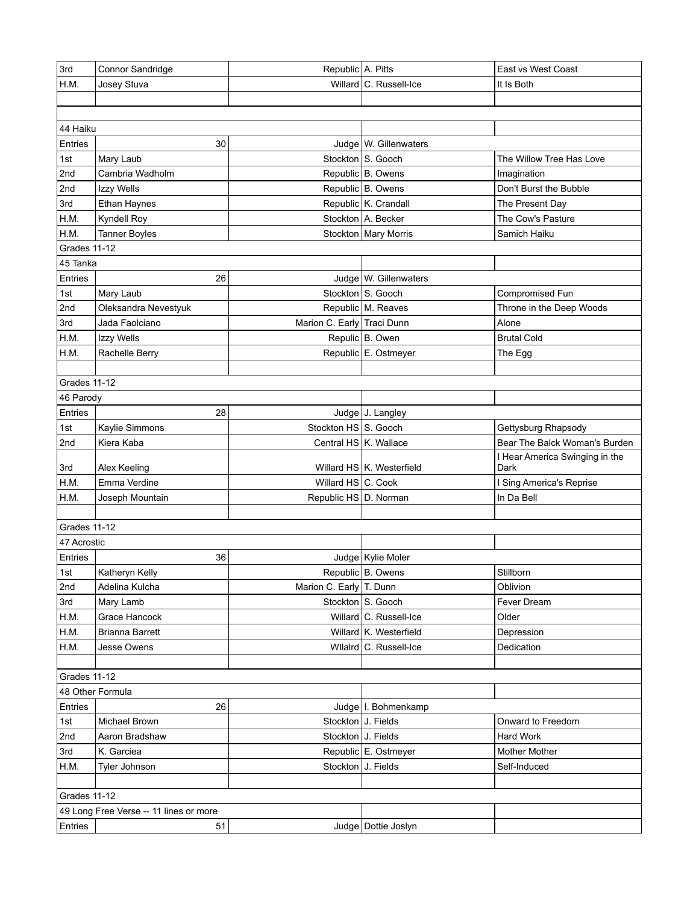| | | | | |
|---|---|---|---|---|
| 3rd | Connor Sandridge | Republic | A. Pitts | East vs West Coast |
| H.M. | Josey Stuva | Willard | C. Russell-Ice | It Is Both |
| | | | | |
| | | | | |
| 44 Haiku | | | | |
| Entries | 30 | Judge | W. Gillenwaters | |
| 1st | Mary Laub | Stockton | S. Gooch | The Willow Tree Has Love |
| 2nd | Cambria Wadholm | Republic | B. Owens | Imagination |
| 2nd | Izzy Wells | Republic | B. Owens | Don't Burst the Bubble |
| 3rd | Ethan Haynes | Republic | K. Crandall | The Present Day |
| H.M. | Kyndell Roy | Stockton | A. Becker | The Cow's Pasture |
| H.M. | Tanner Boyles | Stockton | Mary Morris | Samich Haiku |
| Grades 11-12 | | | | |
| 45 Tanka | | | | |
| Entries | 26 | Judge | W. Gillenwaters | |
| 1st | Mary Laub | Stockton | S. Gooch | Compromised Fun |
| 2nd | Oleksandra Nevestyuk | Republic | M. Reaves | Throne in the Deep Woods |
| 3rd | Jada Faolciano | Marion C. Early | Traci Dunn | Alone |
| H.M. | Izzy Wells | Repulic | B. Owen | Brutal Cold |
| H.M. | Rachelle Berry | Republic | E. Ostmeyer | The Egg |
| | | | | |
| Grades 11-12 | | | | |
| 46 Parody | | | | |
| Entries | 28 | Judge | J. Langley | |
| 1st | Kaylie Simmons | Stockton HS | S. Gooch | Gettysburg Rhapsody |
| 2nd | Kiera Kaba | Central HS | K. Wallace | Bear The Balck Woman's Burden |
| 3rd | Alex Keeling | Willard HS | K. Westerfield | I Hear America Swinging in the Dark |
| H.M. | Emma Verdine | Willard HS | C. Cook | I Sing America's Reprise |
| H.M. | Joseph Mountain | Republic HS | D. Norman | In Da Bell |
| | | | | |
| Grades 11-12 | | | | |
| 47 Acrostic | | | | |
| Entries | 36 | Judge | Kylie Moler | |
| 1st | Katheryn Kelly | Republic | B. Owens | Stillborn |
| 2nd | Adelina Kulcha | Marion C. Early | T. Dunn | Oblivion |
| 3rd | Mary Lamb | Stockton | S. Gooch | Fever Dream |
| H.M. | Grace Hancock | Willard | C. Russell-Ice | Older |
| H.M. | Brianna Barrett | Willard | K. Westerfield | Depression |
| H.M. | Jesse Owens | WIlalrd | C. Russell-Ice | Dedication |
| | | | | |
| Grades 11-12 | | | | |
| 48 Other Formula | | | | |
| Entries | 26 | Judge | I. Bohmenkamp | |
| 1st | Michael Brown | Stockton | J. Fields | Onward to Freedom |
| 2nd | Aaron Bradshaw | Stockton | J. Fields | Hard Work |
| 3rd | K. Garciea | Republic | E. Ostmeyer | Mother Mother |
| H.M. | Tyler Johnson | Stockton | J. Fields | Self-Induced |
| | | | | |
| Grades 11-12 | | | | |
| 49 Long Free Verse -- 11 lines or more | | | | |
| Entries | 51 | Judge | Dottie Joslyn | |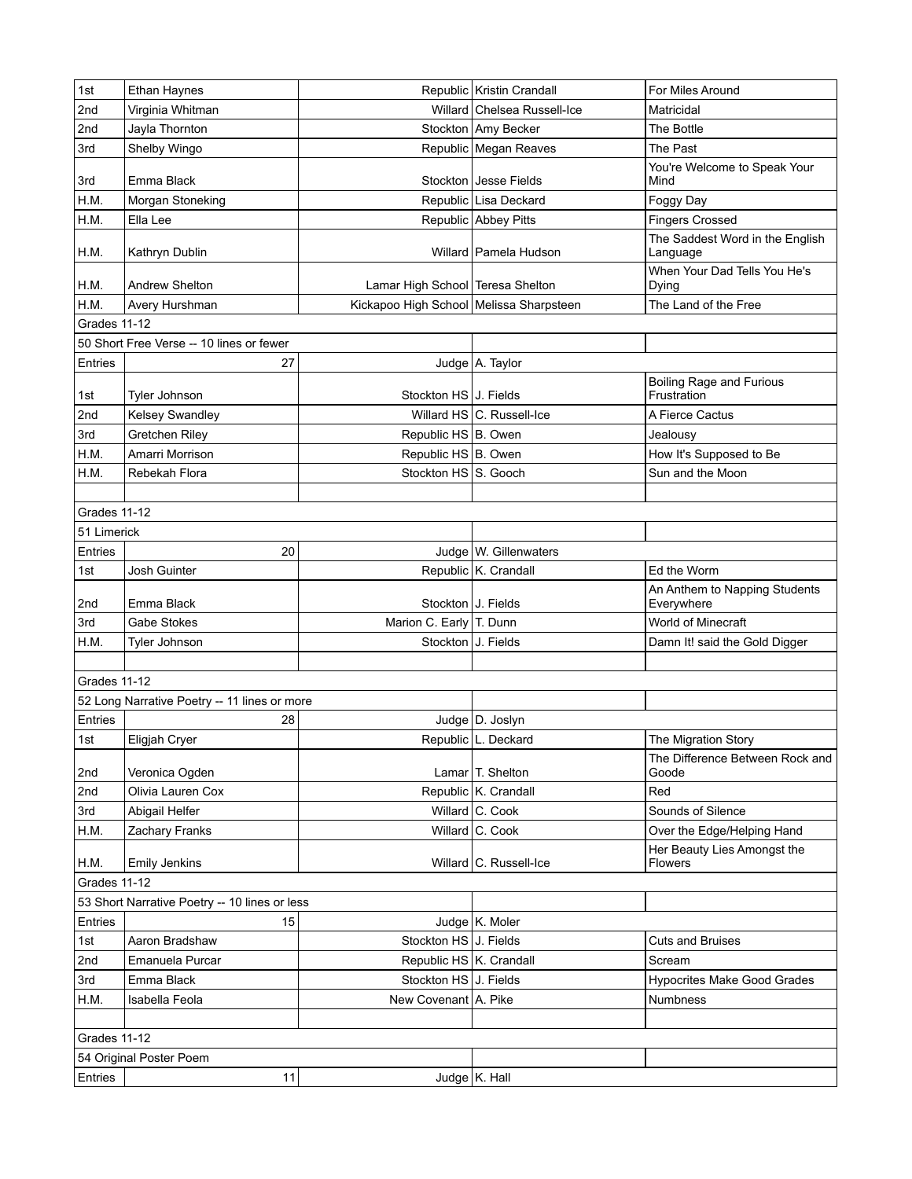| | | | | |
|---|---|---|---|---|
| 1st | Ethan Haynes | Republic | Kristin Crandall | For Miles Around |
| 2nd | Virginia Whitman | Willard | Chelsea Russell-Ice | Matricidal |
| 2nd | Jayla Thornton | Stockton | Amy Becker | The Bottle |
| 3rd | Shelby Wingo | Republic | Megan Reaves | The Past |
| 3rd | Emma Black | Stockton | Jesse Fields | You're Welcome to Speak Your Mind |
| H.M. | Morgan Stoneking | Republic | Lisa Deckard | Foggy Day |
| H.M. | Ella Lee | Republic | Abbey Pitts | Fingers Crossed |
| H.M. | Kathryn Dublin | Willard | Pamela Hudson | The Saddest Word in the English Language |
| H.M. | Andrew Shelton | Lamar High School | Teresa Shelton | When Your Dad Tells You He's Dying |
| H.M. | Avery Hurshman | Kickapoo High School | Melissa Sharpsteen | The Land of the Free |
| Grades 11-12 | | | | |
| 50 Short Free Verse -- 10 lines or fewer | | | | |
| Entries | 27 | Judge | A. Taylor | |
| 1st | Tyler Johnson | Stockton HS | J. Fields | Boiling Rage and Furious Frustration |
| 2nd | Kelsey Swandley | Willard HS | C. Russell-Ice | A Fierce Cactus |
| 3rd | Gretchen Riley | Republic HS | B. Owen | Jealousy |
| H.M. | Amarri Morrison | Republic HS | B. Owen | How It's Supposed to Be |
| H.M. | Rebekah Flora | Stockton HS | S. Gooch | Sun and the Moon |
| | | | | |
| Grades 11-12 | | | | |
| 51 Limerick | | | | |
| Entries | 20 | Judge | W. Gillenwaters | |
| 1st | Josh Guinter | Republic | K. Crandall | Ed the Worm |
| 2nd | Emma Black | Stockton | J. Fields | An Anthem to Napping Students Everywhere |
| 3rd | Gabe Stokes | Marion C. Early | T. Dunn | World of Minecraft |
| H.M. | Tyler Johnson | Stockton | J. Fields | Damn It! said the Gold Digger |
| | | | | |
| Grades 11-12 | | | | |
| 52 Long Narrative Poetry -- 11 lines or more | | | | |
| Entries | 28 | Judge | D. Joslyn | |
| 1st | Eligjah Cryer | Republic | L. Deckard | The Migration Story |
| 2nd | Veronica Ogden | Lamar | T. Shelton | The Difference Between Rock and Goode |
| 2nd | Olivia Lauren Cox | Republic | K. Crandall | Red |
| 3rd | Abigail Helfer | Willard | C. Cook | Sounds of Silence |
| H.M. | Zachary Franks | Willard | C. Cook | Over the Edge/Helping Hand |
| H.M. | Emily Jenkins | Willard | C. Russell-Ice | Her Beauty Lies Amongst the Flowers |
| Grades 11-12 | | | | |
| 53 Short Narrative Poetry -- 10 lines or less | | | | |
| Entries | 15 | Judge | K. Moler | |
| 1st | Aaron Bradshaw | Stockton HS | J. Fields | Cuts and Bruises |
| 2nd | Emanuela Purcar | Republic HS | K. Crandall | Scream |
| 3rd | Emma Black | Stockton HS | J. Fields | Hypocrites Make Good Grades |
| H.M. | Isabella Feola | New Covenant | A. Pike | Numbness |
| | | | | |
| Grades 11-12 | | | | |
| 54 Original Poster Poem | | | | |
| Entries | 11 | Judge | K. Hall | |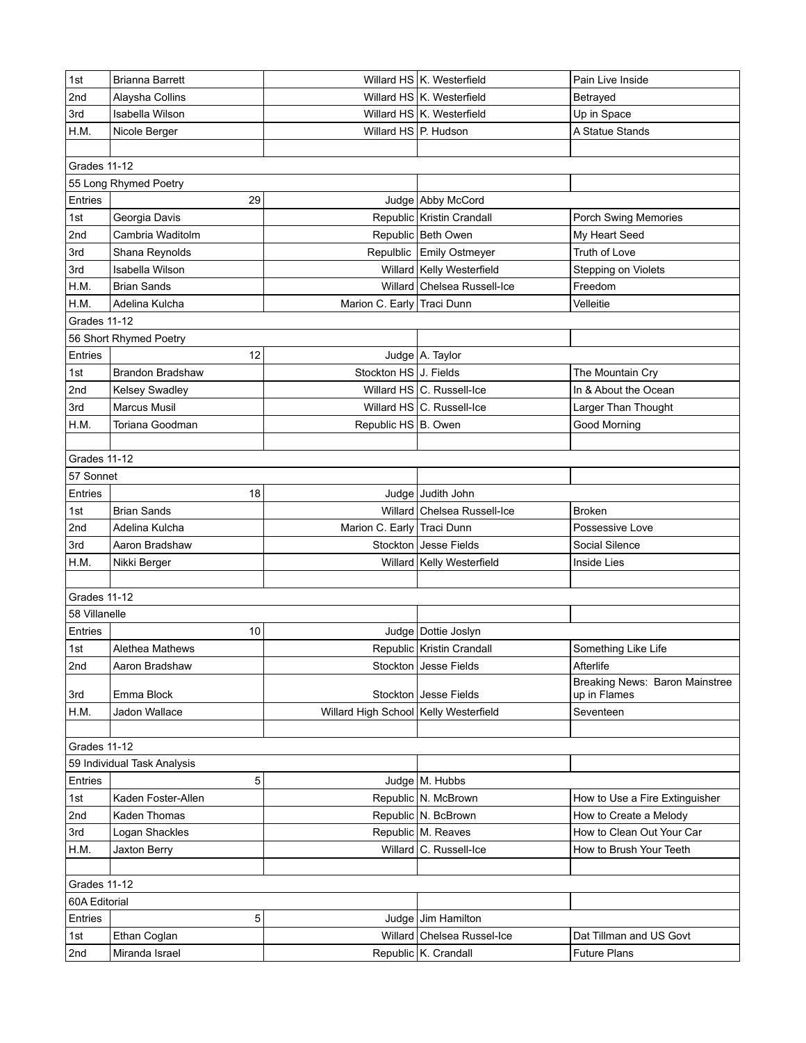| | | | | |
|---|---|---|---|---|
| 1st | Brianna Barrett | Willard HS | K. Westerfield | Pain Live Inside |
| 2nd | Alaysha Collins | Willard HS | K. Westerfield | Betrayed |
| 3rd | Isabella Wilson | Willard HS | K. Westerfield | Up in Space |
| H.M. | Nicole Berger | Willard HS | P. Hudson | A Statue Stands |
| | | | | |
| Grades 11-12 | | | | |
| 55 Long Rhymed Poetry | | | | |
| Entries | 29 | Judge | Abby McCord | |
| 1st | Georgia Davis | Republic | Kristin Crandall | Porch Swing Memories |
| 2nd | Cambria Waditolm | Republic | Beth Owen | My Heart Seed |
| 3rd | Shana Reynolds | Repulblic | Emily Ostmeyer | Truth of Love |
| 3rd | Isabella Wilson | Willard | Kelly Westerfield | Stepping on Violets |
| H.M. | Brian Sands | Willard | Chelsea Russell-Ice | Freedom |
| H.M. | Adelina Kulcha | Marion C. Early | Traci Dunn | Velleitie |
| Grades 11-12 | | | | |
| 56 Short Rhymed Poetry | | | | |
| Entries | 12 | Judge | A. Taylor | |
| 1st | Brandon Bradshaw | Stockton HS | J. Fields | The Mountain Cry |
| 2nd | Kelsey Swadley | Willard HS | C. Russell-Ice | In & About the Ocean |
| 3rd | Marcus Musil | Willard HS | C. Russell-Ice | Larger Than Thought |
| H.M. | Toriana Goodman | Republic HS | B. Owen | Good Morning |
| | | | | |
| Grades 11-12 | | | | |
| 57 Sonnet | | | | |
| Entries | 18 | Judge | Judith John | |
| 1st | Brian Sands | Willard | Chelsea Russell-Ice | Broken |
| 2nd | Adelina Kulcha | Marion C. Early | Traci Dunn | Possessive Love |
| 3rd | Aaron Bradshaw | Stockton | Jesse Fields | Social Silence |
| H.M. | Nikki Berger | Willard | Kelly Westerfield | Inside Lies |
| | | | | |
| Grades 11-12 | | | | |
| 58 Villanelle | | | | |
| Entries | 10 | Judge | Dottie Joslyn | |
| 1st | Alethea Mathews | Republic | Kristin Crandall | Something Like Life |
| 2nd | Aaron Bradshaw | Stockton | Jesse Fields | Afterlife |
| 3rd | Emma Block | Stockton | Jesse Fields | Breaking News: Baron Mainstree up in Flames |
| H.M. | Jadon Wallace | Willard High School | Kelly Westerfield | Seventeen |
| | | | | |
| Grades 11-12 | | | | |
| 59 Individual Task Analysis | | | | |
| Entries | 5 | Judge | M. Hubbs | |
| 1st | Kaden Foster-Allen | Republic | N. McBrown | How to Use a Fire Extinguisher |
| 2nd | Kaden Thomas | Republic | N. BcBrown | How to Create a Melody |
| 3rd | Logan Shackles | Republic | M. Reaves | How to Clean Out Your Car |
| H.M. | Jaxton Berry | Willard | C. Russell-Ice | How to Brush Your Teeth |
| | | | | |
| Grades 11-12 | | | | |
| 60A Editorial | | | | |
| Entries | 5 | Judge | Jim Hamilton | |
| 1st | Ethan Coglan | Willard | Chelsea Russel-Ice | Dat Tillman and US Govt |
| 2nd | Miranda Israel | Republic | K. Crandall | Future Plans |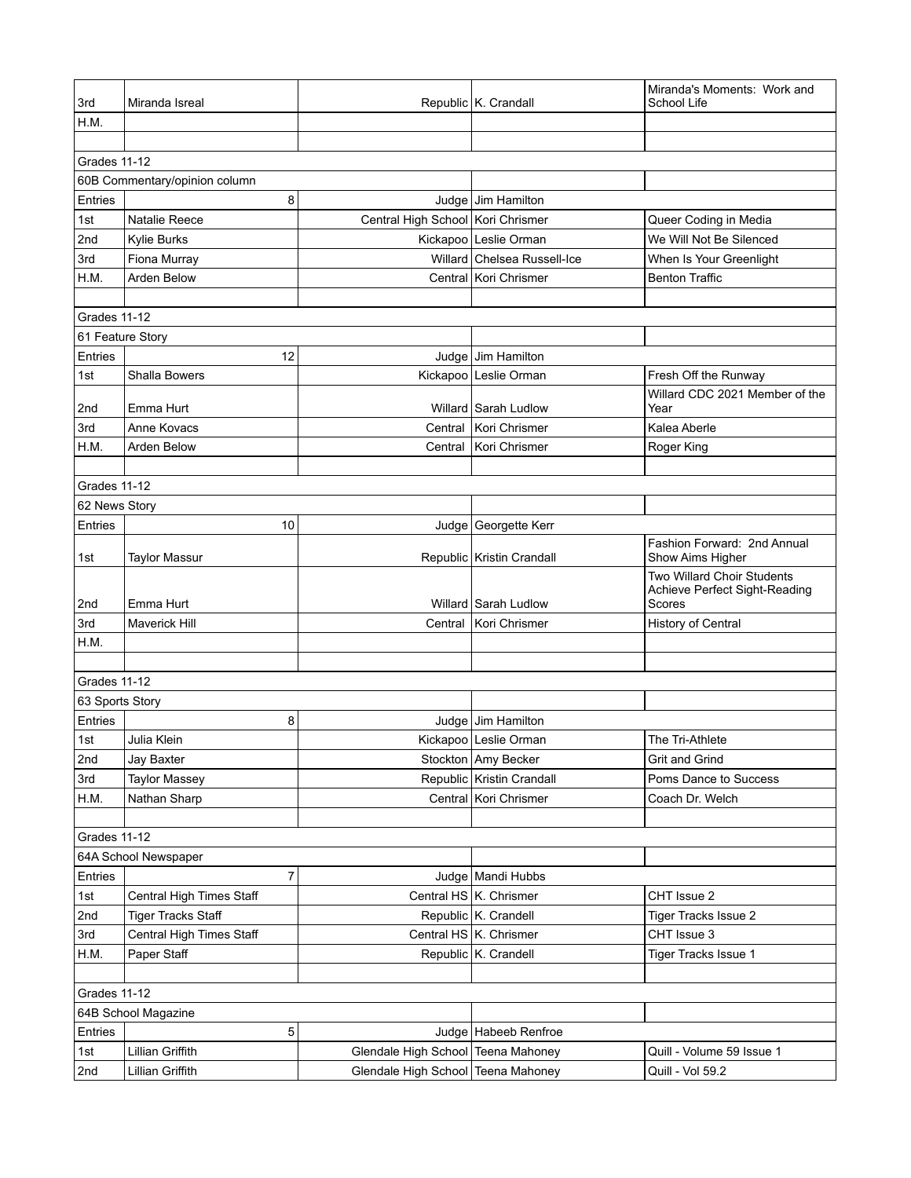| | | | | |
|---|---|---|---|---|
| 3rd | Miranda Isreal | Republic | K. Crandall | Miranda's Moments: Work and School Life |
| H.M. | | | | |
| | | | | |
| Grades 11-12 | | | | |
| 60B Commentary/opinion column | | | | |
| Entries | 8 | Judge | Jim Hamilton | |
| 1st | Natalie Reece | Central High School | Kori Chrismer | Queer Coding in Media |
| 2nd | Kylie Burks | Kickapoo | Leslie Orman | We Will Not Be Silenced |
| 3rd | Fiona Murray | Willard | Chelsea Russell-Ice | When Is Your Greenlight |
| H.M. | Arden Below | Central | Kori Chrismer | Benton Traffic |
| | | | | |
| Grades 11-12 | | | | |
| 61 Feature Story | | | | |
| Entries | 12 | Judge | Jim Hamilton | |
| 1st | Shalla Bowers | Kickapoo | Leslie Orman | Fresh Off the Runway |
| 2nd | Emma Hurt | Willard | Sarah Ludlow | Willard CDC 2021 Member of the Year |
| 3rd | Anne Kovacs | Central | Kori Chrismer | Kalea Aberle |
| H.M. | Arden Below | Central | Kori Chrismer | Roger King |
| | | | | |
| Grades 11-12 | | | | |
| 62 News Story | | | | |
| Entries | 10 | Judge | Georgette Kerr | |
| 1st | Taylor Massur | Republic | Kristin Crandall | Fashion Forward: 2nd Annual Show Aims Higher |
| 2nd | Emma Hurt | Willard | Sarah Ludlow | Two Willard Choir Students Achieve Perfect Sight-Reading Scores |
| 3rd | Maverick Hill | Central | Kori Chrismer | History of Central |
| H.M. | | | | |
| | | | | |
| Grades 11-12 | | | | |
| 63 Sports Story | | | | |
| Entries | 8 | Judge | Jim Hamilton | |
| 1st | Julia Klein | Kickapoo | Leslie Orman | The Tri-Athlete |
| 2nd | Jay Baxter | Stockton | Amy Becker | Grit and Grind |
| 3rd | Taylor Massey | Republic | Kristin Crandall | Poms Dance to Success |
| H.M. | Nathan Sharp | Central | Kori Chrismer | Coach Dr. Welch |
| | | | | |
| Grades 11-12 | | | | |
| 64A School Newspaper | | | | |
| Entries | 7 | Judge | Mandi Hubbs | |
| 1st | Central High Times Staff | Central HS | K. Chrismer | CHT Issue 2 |
| 2nd | Tiger Tracks Staff | Republic | K. Crandell | Tiger Tracks Issue 2 |
| 3rd | Central High Times Staff | Central HS | K. Chrismer | CHT Issue 3 |
| H.M. | Paper Staff | Republic | K. Crandell | Tiger Tracks Issue 1 |
| | | | | |
| Grades 11-12 | | | | |
| 64B School Magazine | | | | |
| Entries | 5 | Judge | Habeeb Renfroe | |
| 1st | Lillian Griffith | Glendale High School | Teena Mahoney | Quill - Volume 59 Issue 1 |
| 2nd | Lillian Griffith | Glendale High School | Teena Mahoney | Quill - Vol 59.2 |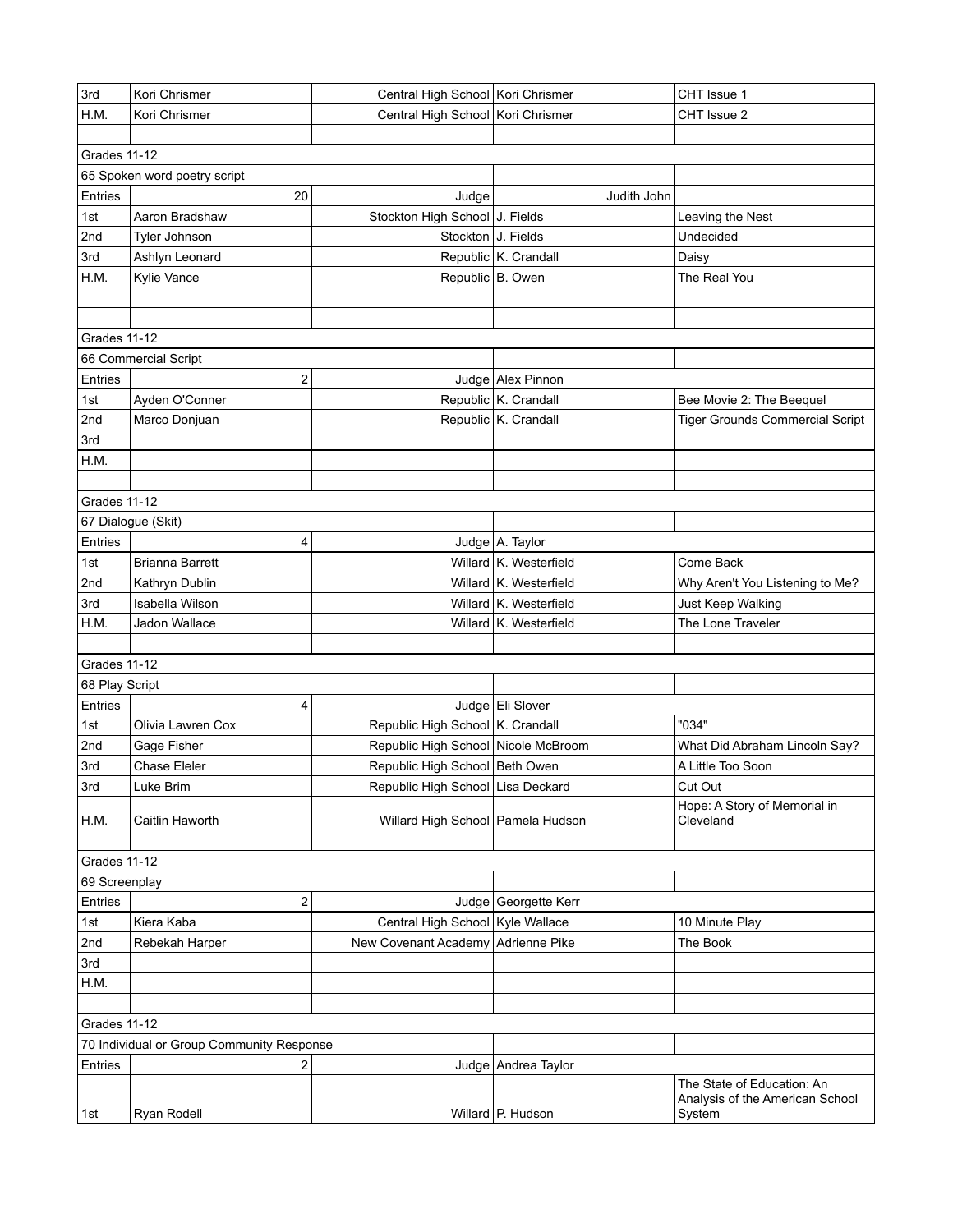| | | | | |
|---|---|---|---|---|
| 3rd | Kori Chrismer | Central High School | Kori Chrismer | CHT Issue 1 |
| H.M. | Kori Chrismer | Central High School | Kori Chrismer | CHT Issue 2 |
| | | | | |
| Grades 11-12 | | | | |
| 65 Spoken word poetry script | | | | |
| Entries | 20 | Judge | Judith John | |
| 1st | Aaron Bradshaw | Stockton High School | J. Fields | Leaving the Nest |
| 2nd | Tyler Johnson | Stockton | J. Fields | Undecided |
| 3rd | Ashlyn Leonard | Republic | K. Crandall | Daisy |
| H.M. | Kylie Vance | Republic | B. Owen | The Real You |
| | | | | |
| | | | | |
| Grades 11-12 | | | | |
| 66 Commercial Script | | | | |
| Entries | 2 | Judge | Alex Pinnon | |
| 1st | Ayden O'Conner | Republic | K. Crandall | Bee Movie 2: The Beequel |
| 2nd | Marco Donjuan | Republic | K. Crandall | Tiger Grounds Commercial Script |
| 3rd | | | | |
| H.M. | | | | |
| | | | | |
| Grades 11-12 | | | | |
| 67 Dialogue (Skit) | | | | |
| Entries | 4 | Judge | A. Taylor | |
| 1st | Brianna Barrett | Willard | K. Westerfield | Come Back |
| 2nd | Kathryn Dublin | Willard | K. Westerfield | Why Aren't You Listening to Me? |
| 3rd | Isabella Wilson | Willard | K. Westerfield | Just Keep Walking |
| H.M. | Jadon Wallace | Willard | K. Westerfield | The Lone Traveler |
| | | | | |
| Grades 11-12 | | | | |
| 68 Play Script | | | | |
| Entries | 4 | Judge | Eli Slover | |
| 1st | Olivia Lawren Cox | Republic High School | K. Crandall | "034" |
| 2nd | Gage Fisher | Republic High School | Nicole McBroom | What Did Abraham Lincoln Say? |
| 3rd | Chase Eleler | Republic High School | Beth Owen | A Little Too Soon |
| 3rd | Luke Brim | Republic High School | Lisa Deckard | Cut Out |
| H.M. | Caitlin Haworth | Willard High School | Pamela Hudson | Hope: A Story of Memorial in Cleveland |
| | | | | |
| Grades 11-12 | | | | |
| 69 Screenplay | | | | |
| Entries | 2 | Judge | Georgette Kerr | |
| 1st | Kiera Kaba | Central High School | Kyle Wallace | 10 Minute Play |
| 2nd | Rebekah Harper | New Covenant Academy | Adrienne Pike | The Book |
| 3rd | | | | |
| H.M. | | | | |
| | | | | |
| Grades 11-12 | | | | |
| 70 Individual or Group Community Response | | | | |
| Entries | 2 | Judge | Andrea Taylor | |
| 1st | Ryan Rodell | Willard | P. Hudson | The State of Education: An Analysis of the American School System |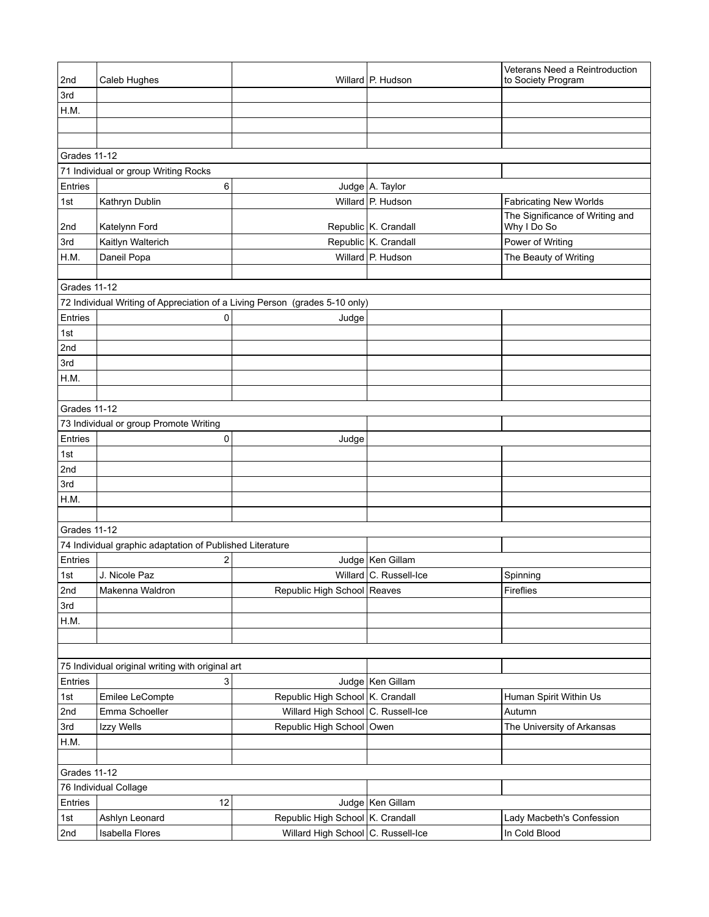| | | | | |
|---|---|---|---|---|
| 2nd | Caleb Hughes | Willard | P. Hudson | Veterans Need a Reintroduction to Society Program |
| 3rd | | | | |
| H.M. | | | | |
| | | | | |
| | | | | |
| Grades 11-12 | | | | |
| 71 Individual or group Writing Rocks | | | | |
| Entries | 6 | Judge | A. Taylor | |
| 1st | Kathryn Dublin | Willard | P. Hudson | Fabricating New Worlds |
| 2nd | Katelynn Ford | Republic | K. Crandall | The Significance of Writing and Why I Do So |
| 3rd | Kaitlyn Walterich | Republic | K. Crandall | Power of Writing |
| H.M. | Daneil Popa | Willard | P. Hudson | The Beauty of Writing |
| | | | | |
| Grades 11-12 | | | | |
| 72 Individual Writing of Appreciation of a Living Person (grades 5-10 only) | | | | |
| Entries | 0 | Judge | | |
| 1st | | | | |
| 2nd | | | | |
| 3rd | | | | |
| H.M. | | | | |
| | | | | |
| Grades 11-12 | | | | |
| 73 Individual or group Promote Writing | | | | |
| Entries | 0 | Judge | | |
| 1st | | | | |
| 2nd | | | | |
| 3rd | | | | |
| H.M. | | | | |
| | | | | |
| Grades 11-12 | | | | |
| 74 Individual graphic adaptation of Published Literature | | | | |
| Entries | 2 | Judge | Ken Gillam | |
| 1st | J. Nicole Paz | Willard | C. Russell-Ice | Spinning |
| 2nd | Makenna Waldron | Republic High School | Reaves | Fireflies |
| 3rd | | | | |
| H.M. | | | | |
| | | | | |
| | | | | |
| 75 Individual original writing with original art | | | | |
| Entries | 3 | Judge | Ken Gillam | |
| 1st | Emilee LeCompte | Republic High School | K. Crandall | Human Spirit Within Us |
| 2nd | Emma Schoeller | Willard High School | C. Russell-Ice | Autumn |
| 3rd | Izzy Wells | Republic High School | Owen | The University of Arkansas |
| H.M. | | | | |
| | | | | |
| Grades 11-12 | | | | |
| 76 Individual Collage | | | | |
| Entries | 12 | Judge | Ken Gillam | |
| 1st | Ashlyn Leonard | Republic High School | K. Crandall | Lady Macbeth's Confession |
| 2nd | Isabella Flores | Willard High School | C. Russell-Ice | In Cold Blood |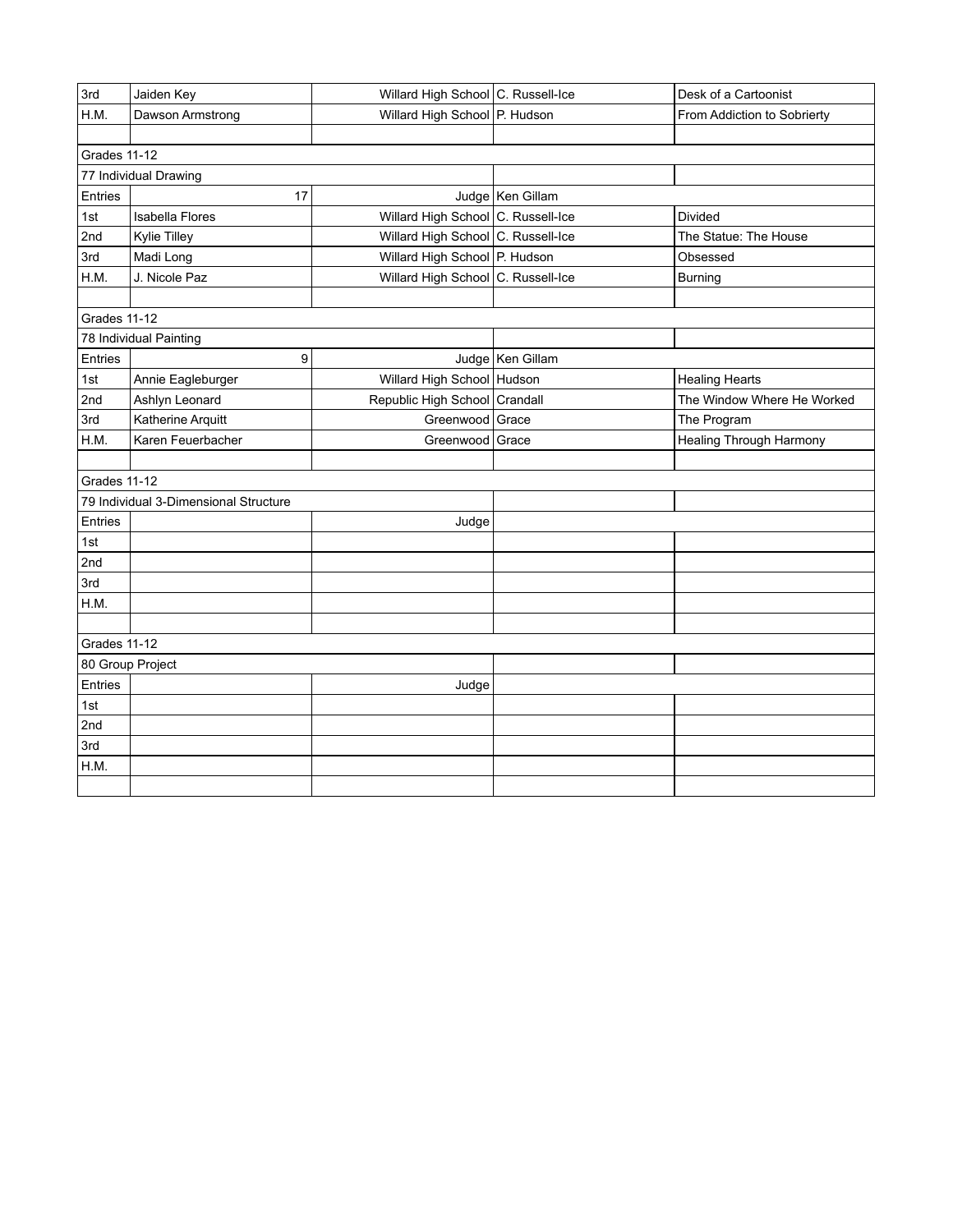| | | | | |
|---|---|---|---|---|
| 3rd | Jaiden Key | Willard High School | C. Russell-Ice | Desk of a Cartoonist |
| H.M. | Dawson Armstrong | Willard High School | P. Hudson | From Addiction to Sobrierty |
| | | | | |
| Grades 11-12 | | | | |
| 77 Individual Drawing | | | | |
| Entries | 17 | Judge | Ken Gillam | |
| 1st | Isabella Flores | Willard High School | C. Russell-Ice | Divided |
| 2nd | Kylie Tilley | Willard High School | C. Russell-Ice | The Statue: The House |
| 3rd | Madi Long | Willard High School | P. Hudson | Obsessed |
| H.M. | J. Nicole Paz | Willard High School | C. Russell-Ice | Burning |
| | | | | |
| Grades 11-12 | | | | |
| 78 Individual Painting | | | | |
| Entries | 9 | Judge | Ken Gillam | |
| 1st | Annie Eagleburger | Willard High School | Hudson | Healing Hearts |
| 2nd | Ashlyn Leonard | Republic High School | Crandall | The Window Where He Worked |
| 3rd | Katherine Arquitt | Greenwood | Grace | The Program |
| H.M. | Karen Feuerbacher | Greenwood | Grace | Healing Through Harmony |
| | | | | |
| Grades 11-12 | | | | |
| 79 Individual 3-Dimensional Structure | | | | |
| Entries | | Judge | | |
| 1st | | | | |
| 2nd | | | | |
| 3rd | | | | |
| H.M. | | | | |
| | | | | |
| Grades 11-12 | | | | |
| 80 Group Project | | | | |
| Entries | | Judge | | |
| 1st | | | | |
| 2nd | | | | |
| 3rd | | | | |
| H.M. | | | | |
| | | | | |